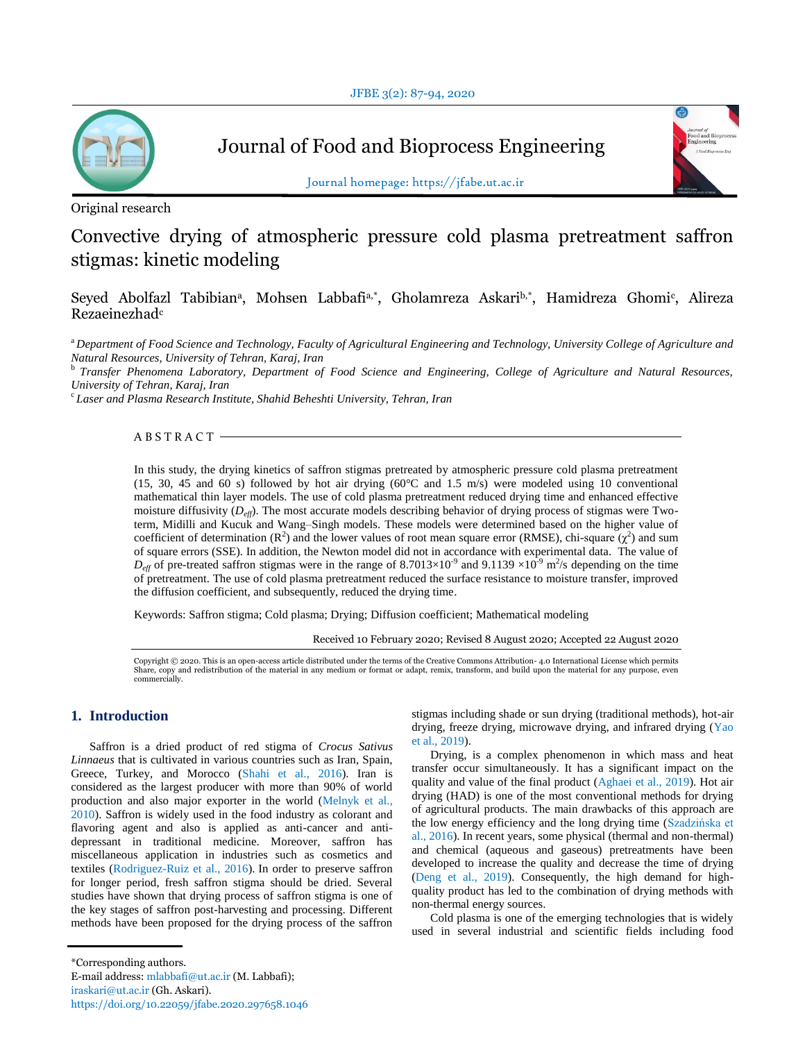Original research

# Convective drying of atmospheric pressure cold plasma pretreatment saffron stigmas: kinetic modeling

Seyed Abolfazl Tabibian[a], Mohsen Labbafi[a,*], Gholamreza Askari[b,*], Hamidreza Ghomi[c], Alireza Rezaeinezhad[c]

[a] *Department of Food Science and Technology, Faculty of Agricultural Engineering and Technology, University College of Agriculture and Natural Resources, University of Tehran, Karaj, Iran*

[b] *Transfer Phenomena Laboratory, Department of Food Science and Engineering, College of Agriculture and Natural Resources, University of Tehran, Karaj, Iran*

[c] *Laser and Plasma Research Institute, Shahid Beheshti University, Tehran, Iran*

## ABSTRACT

In this study, the drying kinetics of saffron stigmas pretreated by atmospheric pressure cold plasma pretreatment (15, 30, 45 and 60 s) followed by hot air drying (60°C and 1.5 m/s) were modeled using 10 conventional mathematical thin layer models. The use of cold plasma pretreatment reduced drying time and enhanced effective moisture diffusivity ($D_{eff}$). The most accurate models describing behavior of drying process of stigmas were Two-term, Midilli and Kucuk and Wang–Singh models. These models were determined based on the higher value of coefficient of determination ($R^2$) and the lower values of root mean square error (RMSE), chi-square ($\chi^2$) and sum of square errors (SSE). In addition, the Newton model did not in accordance with experimental data. The value of $D_{eff}$ of pre-treated saffron stigmas were in the range of $8.7013\times10^{-9}$ and $9.1139\times10^{-9}$ $m^2/s$ depending on the time of pretreatment. The use of cold plasma pretreatment reduced the surface resistance to moisture transfer, improved the diffusion coefficient, and subsequently, reduced the drying time.

Keywords: Saffron stigma; Cold plasma; Drying; Diffusion coefficient; Mathematical modeling

Received 10 February 2020; Revised 8 August 2020; Accepted 22 August 2020

Copyright © 2020. This is an open-access article distributed under the terms of the Creative Commons Attribution- 4.0 International License which permits Share, copy and redistribution of the material in any medium or format or adapt, remix, transform, and build upon the material for any purpose, even commercially.

## 1. Introduction

Saffron is a dried product of red stigma of *Crocus Sativus Linnaeus* that is cultivated in various countries such as Iran, Spain, Greece, Turkey, and Morocco (Shahi et al., 2016). Iran is considered as the largest producer with more than 90% of world production and also major exporter in the world (Melnyk et al., 2010). Saffron is widely used in the food industry as colorant and flavoring agent and also is applied as anti-cancer and anti-depressant in traditional medicine. Moreover, saffron has miscellaneous application in industries such as cosmetics and textiles (Rodriguez-Ruiz et al., 2016). In order to preserve saffron for longer period, fresh saffron stigma should be dried. Several studies have shown that drying process of saffron stigma is one of the key stages of saffron post-harvesting and processing. Different methods have been proposed for the drying process of the saffron stigmas including shade or sun drying (traditional methods), hot-air drying, freeze drying, microwave drying, and infrared drying (Yao et al., 2019).

Drying, is a complex phenomenon in which mass and heat transfer occur simultaneously. It has a significant impact on the quality and value of the final product (Aghaei et al., 2019). Hot air drying (HAD) is one of the most conventional methods for drying of agricultural products. The main drawbacks of this approach are the low energy efficiency and the long drying time (Szadzińska et al., 2016). In recent years, some physical (thermal and non-thermal) and chemical (aqueous and gaseous) pretreatments have been developed to increase the quality and decrease the time of drying (Deng et al., 2019). Consequently, the high demand for high-quality product has led to the combination of drying methods with non-thermal energy sources.

Cold plasma is one of the emerging technologies that is widely used in several industrial and scientific fields including food

*Corresponding authors.
E-mail address: mlabbafi@ut.ac.ir (M. Labbafi);
iraskari@ut.ac.ir (Gh. Askari).
https://doi.org/10.22059/jfabe.2020.297658.1046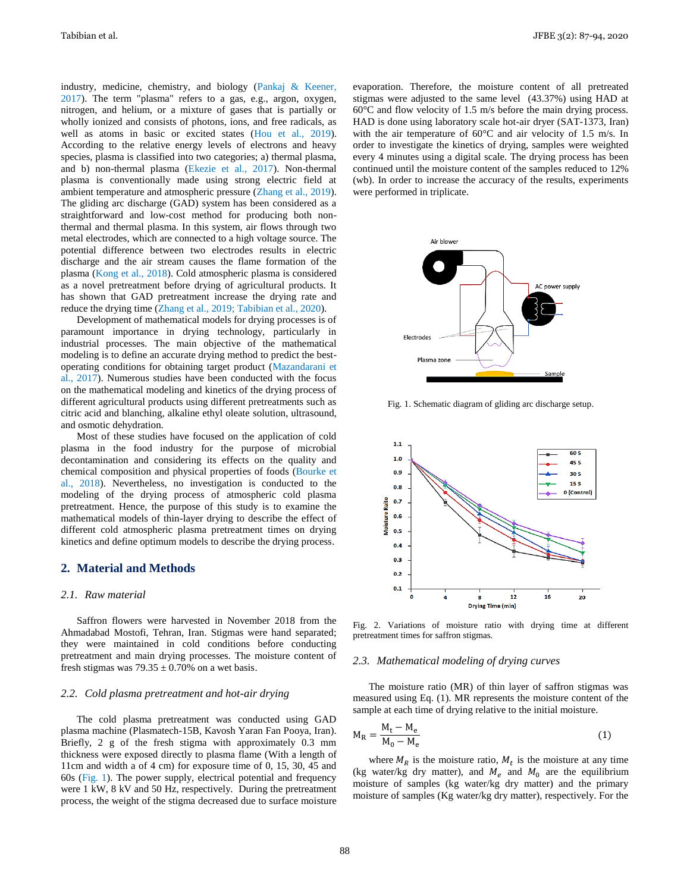industry, medicine, chemistry, and biology (Pankaj & Keener, 2017). The term "plasma" refers to a gas, e.g., argon, oxygen, nitrogen, and helium, or a mixture of gases that is partially or wholly ionized and consists of photons, ions, and free radicals, as well as atoms in basic or excited states (Hou et al., 2019). According to the relative energy levels of electrons and heavy species, plasma is classified into two categories; a) thermal plasma, and b) non-thermal plasma (Ekezie et al., 2017). Non-thermal plasma is conventionally made using strong electric field at ambient temperature and atmospheric pressure (Zhang et al., 2019). The gliding arc discharge (GAD) system has been considered as a straightforward and low-cost method for producing both non-thermal and thermal plasma. In this system, air flows through two metal electrodes, which are connected to a high voltage source. The potential difference between two electrodes results in electric discharge and the air stream causes the flame formation of the plasma (Kong et al., 2018). Cold atmospheric plasma is considered as a novel pretreatment before drying of agricultural products. It has shown that GAD pretreatment increase the drying rate and reduce the drying time (Zhang et al., 2019; Tabibian et al., 2020).

Development of mathematical models for drying processes is of paramount importance in drying technology, particularly in industrial processes. The main objective of the mathematical modeling is to define an accurate drying method to predict the best-operating conditions for obtaining target product (Mazandarani et al., 2017). Numerous studies have been conducted with the focus on the mathematical modeling and kinetics of the drying process of different agricultural products using different pretreatments such as citric acid and blanching, alkaline ethyl oleate solution, ultrasound, and osmotic dehydration.

Most of these studies have focused on the application of cold plasma in the food industry for the purpose of microbial decontamination and considering its effects on the quality and chemical composition and physical properties of foods (Bourke et al., 2018). Nevertheless, no investigation is conducted to the modeling of the drying process of atmospheric cold plasma pretreatment. Hence, the purpose of this study is to examine the mathematical models of thin-layer drying to describe the effect of different cold atmospheric plasma pretreatment times on drying kinetics and define optimum models to describe the drying process.

## 2. Material and Methods

### 2.1. Raw material

Saffron flowers were harvested in November 2018 from the Ahmadabad Mostofi, Tehran, Iran. Stigmas were hand separated; they were maintained in cold conditions before conducting pretreatment and main drying processes. The moisture content of fresh stigmas was 79.35 ± 0.70% on a wet basis.

### 2.2. Cold plasma pretreatment and hot-air drying

The cold plasma pretreatment was conducted using GAD plasma machine (Plasmatech-15B, Kavosh Yaran Fan Pooya, Iran). Briefly, 2 g of the fresh stigma with approximately 0.3 mm thickness were exposed directly to plasma flame (With a length of 11cm and width a of 4 cm) for exposure time of 0, 15, 30, 45 and 60s (Fig. 1). The power supply, electrical potential and frequency were 1 kW, 8 kV and 50 Hz, respectively. During the pretreatment process, the weight of the stigma decreased due to surface moisture evaporation. Therefore, the moisture content of all pretreated stigmas were adjusted to the same level (43.37%) using HAD at 60°C and flow velocity of 1.5 m/s before the main drying process. HAD is done using laboratory scale hot-air dryer (SAT-1373, Iran) with the air temperature of 60°C and air velocity of 1.5 m/s. In order to investigate the kinetics of drying, samples were weighted every 4 minutes using a digital scale. The drying process has been continued until the moisture content of the samples reduced to 12% (wb). In order to increase the accuracy of the results, experiments were performed in triplicate.

Fig. 1. Schematic diagram of gliding arc discharge setup.

Fig. 2. Variations of moisture ratio with drying time at different pretreatment times for saffron stigmas.

### 2.3. Mathematical modeling of drying curves

The moisture ratio (MR) of thin layer of saffron stigmas was measured using Eq. (1). MR represents the moisture content of the sample at each time of drying relative to the initial moisture.

$$M_R = \frac{M_t - M_e}{M_0 - M_e} \quad (1)$$

where $M_R$ is the moisture ratio, $M_t$ is the moisture at any time (kg water/kg dry matter), and $M_e$ and $M_0$ are the equilibrium moisture of samples (kg water/kg dry matter) and the primary moisture of samples (Kg water/kg dry matter), respectively. For the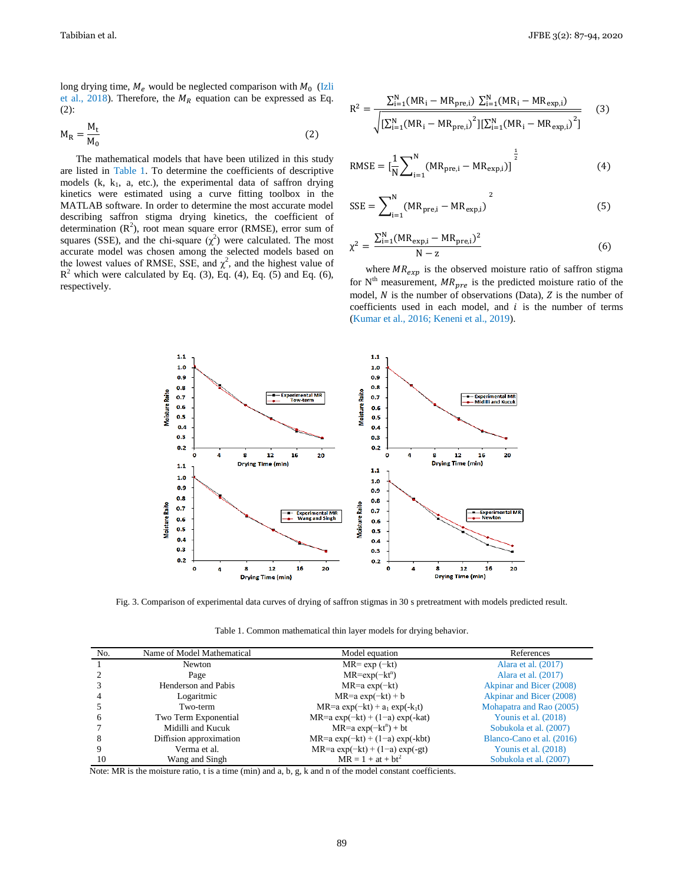long drying time, $M_e$ would be neglected comparison with $M_0$ (Izli et al., 2018). Therefore, the $M_R$ equation can be expressed as Eq. (2):

$$M_R = \frac{M_t}{M_0} \tag{2}$$

The mathematical models that have been utilized in this study are listed in Table 1. To determine the coefficients of descriptive models (k, $k_1$, a, etc.), the experimental data of saffron drying kinetics were estimated using a curve fitting toolbox in the MATLAB software. In order to determine the most accurate model describing saffron stigma drying kinetics, the coefficient of determination ($R^2$), root mean square error (RMSE), error sum of squares (SSE), and the chi-square ($\chi^2$) were calculated. The most accurate model was chosen among the selected models based on the lowest values of RMSE, SSE, and $\chi^2$, and the highest value of $R^2$ which were calculated by Eq. (3), Eq. (4), Eq. (5) and Eq. (6), respectively.

$$R^2 = \frac{\sum_{i=1}^{N}(MR_i - MR_{pre,i}) \sum_{i=1}^{N}(MR_i - MR_{exp,i})}{\sqrt{[\sum_{i=1}^{N}(MR_i - MR_{pre,i})^2][\sum_{i=1}^{N}(MR_i - MR_{exp,i})^2]}} \tag{3}$$

$$RMSE = [\frac{1}{N}\sum_{i=1}^{N}(MR_{pre,i} - MR_{exp,i})]^{\frac{1}{2}} \tag{4}$$

$$SSE = \sum_{i=1}^{N}(MR_{pre,i} - MR_{exp,i})^2 \tag{5}$$

$$\chi^2 = \frac{\sum_{i=1}^{N}(MR_{exp,i} - MR_{pre,i})^2}{N - z} \tag{6}$$

where $MR_{exp}$ is the observed moisture ratio of saffron stigma for $N^{th}$ measurement, $MR_{pre}$ is the predicted moisture ratio of the model, $N$ is the number of observations (Data), $Z$ is the number of coefficients used in each model, and $i$ is the number of terms (Kumar et al., 2016; Keneni et al., 2019).

Fig. 3. Comparison of experimental data curves of drying of saffron stigmas in 30 s pretreatment with models predicted result.

Table 1. Common mathematical thin layer models for drying behavior.

| No. | Name of Model Mathematical | Model equation | References |
|---|---|---|---|
| 1 | Newton | MR= exp (−kt) | Alara et al. (2017) |
| 2 | Page | MR=exp(−$kt^n$) | Alara et al. (2017) |
| 3 | Henderson and Pabis | MR=a exp(−kt) | Akpinar and Bicer (2008) |
| 4 | Logaritmic | MR=a exp(−kt) + b | Akpinar and Bicer (2008) |
| 5 | Two-term | MR=a exp(−kt) + $a_1$ exp(-$k_1$t) | Mohapatra and Rao (2005) |
| 6 | Two Term Exponential | MR=a exp(−kt) + (1−a) exp(-kat) | Younis et al. (2018) |
| 7 | Midilli and Kucuk | MR=a exp(−$kt^n$) + bt | Sobukola et al. (2007) |
| 8 | Diffision approximation | MR=a exp(−kt) + (1−a) exp(-kbt) | Blanco-Cano et al. (2016) |
| 9 | Verma et al. | MR=a exp(−kt) + (1−a) exp(-gt) | Younis et al. (2018) |
| 10 | Wang and Singh | MR = 1 + at + $bt^2$ | Sobukola et al. (2007) |

Note: MR is the moisture ratio, t is a time (min) and a, b, g, k and n of the model constant coefficients.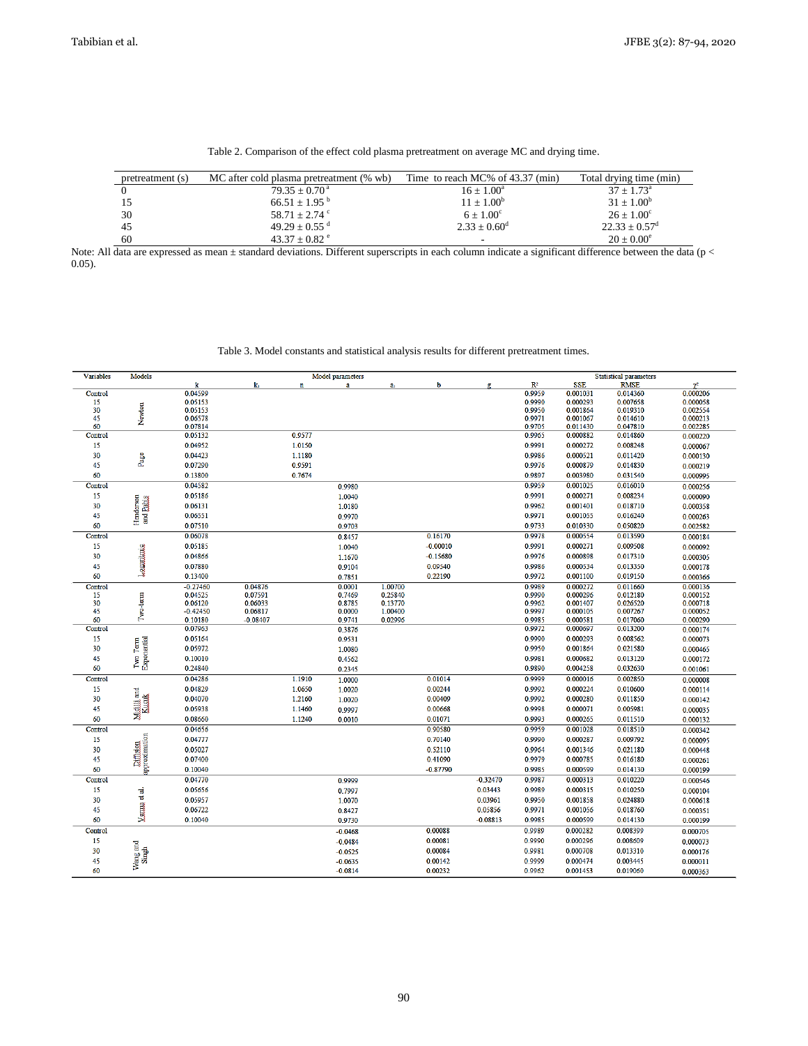Table 2. Comparison of the effect cold plasma pretreatment on average MC and drying time.

| pretreatment (s) | MC after cold plasma pretreatment (% wb) | Time to reach MC% of 43.37 (min) | Total drying time (min) |
|---|---|---|---|
| 0 | 79.35 ± 0.70 [a] | 16 ± 1.00[a] | 37 ± 1.73[a] |
| 15 | 66.51 ± 1.95 [b] | 11 ± 1.00[b] | 31 ± 1.00[b] |
| 30 | 58.71 ± 2.74 [c] | 6 ± 1.00[c] | 26 ± 1.00[c] |
| 45 | 49.29 ± 0.55 [d] | 2.33 ± 0.60[d] | 22.33 ± 0.57[d] |
| 60 | 43.37 ± 0.82 [e] | - | 20 ± 0.00[e] |

Note: All data are expressed as mean ± standard deviations. Different superscripts in each column indicate a significant difference between the data ($p < 0.05$).

Table 3. Model constants and statistical analysis results for different pretreatment times.

| Variables | Models | Model parameters | | | | | | | Statistical parameters | | | |
|---|---|---|---|---|---|---|---|---|---|---|---|---|
| | | k | $k_1$ | n | a | $a_1$ | b | g | $R^2$ | SSE | RMSE | $\chi^2$ |
| Control | Newton | 0.04599 | | | | | | | 0.9959 | 0.001031 | 0.014360 | 0.000206 |
| 15 | | 0.05153 | | | | | | | 0.9990 | 0.000293 | 0.007658 | 0.000058 |
| 30 | | 0.05153 | | | | | | | 0.9950 | 0.001864 | 0.019310 | 0.002554 |
| 45 | | 0.06578 | | | | | | | 0.9971 | 0.001067 | 0.014610 | 0.000213 |
| 60 | | 0.07814 | | | | | | | 0.9705 | 0.011430 | 0.047810 | 0.002285 |
| Control | Page | 0.05132 | | 0.9577 | | | | | 0.9965 | 0.000882 | 0.014860 | 0.000220 |
| 15 | | 0.04952 | | 1.0150 | | | | | 0.9991 | 0.000272 | 0.008248 | 0.000067 |
| 30 | | 0.04423 | | 1.1180 | | | | | 0.9986 | 0.000521 | 0.011420 | 0.000130 |
| 45 | | 0.07290 | | 0.9591 | | | | | 0.9976 | 0.000879 | 0.014830 | 0.000219 |
| 60 | | 0.13800 | | 0.7674 | | | | | 0.9897 | 0.003980 | 0.031540 | 0.000995 |
| Control | Henderson and Pabis | 0.04582 | | | 0.9980 | | | | 0.9959 | 0.001025 | 0.016010 | 0.000256 |
| 15 | | 0.05186 | | | 1.0040 | | | | 0.9991 | 0.000271 | 0.008234 | 0.000090 |
| 30 | | 0.06131 | | | 1.0180 | | | | 0.9962 | 0.001401 | 0.018710 | 0.000358 |
| 45 | | 0.06551 | | | 0.9970 | | | | 0.9971 | 0.001055 | 0.016240 | 0.000263 |
| 60 | | 0.07510 | | | 0.9703 | | | | 0.9733 | 0.010330 | 0.050820 | 0.002582 |
| Control | Logarithmic | 0.06078 | | | 0.8457 | | 0.16170 | | 0.9978 | 0.000554 | 0.013590 | 0.000184 |
| 15 | | 0.05185 | | | 1.0040 | | -0.00010 | | 0.9991 | 0.000271 | 0.009508 | 0.000092 |
| 30 | | 0.04866 | | | 1.1670 | | -0.15680 | | 0.9976 | 0.000898 | 0.017310 | 0.000305 |
| 45 | | 0.07880 | | | 0.9104 | | 0.09540 | | 0.9986 | 0.000534 | 0.013350 | 0.000178 |
| 60 | | 0.13400 | | | 0.7851 | | 0.22190 | | 0.9972 | 0.001100 | 0.019150 | 0.000366 |
| Control | Two-term | -0.27460 | 0.04876 | | 0.0001 | 1.00700 | | | 0.9989 | 0.000272 | 0.011660 | 0.000136 |
| 15 | | 0.04525 | 0.07591 | | 0.7469 | 0.25840 | | | 0.9990 | 0.000296 | 0.012180 | 0.000152 |
| 30 | | 0.06120 | 0.06033 | | 0.8785 | 0.13770 | | | 0.9962 | 0.001407 | 0.026520 | 0.000718 |
| 45 | | -0.42450 | 0.06817 | | 0.0000 | 1.00400 | | | 0.9997 | 0.000105 | 0.007267 | 0.000052 |
| 60 | | 0.10180 | -0.08407 | | 0.9741 | 0.02996 | | | 0.9985 | 0.000581 | 0.017060 | 0.000290 |
| Control | Two Term Exponential | 0.07963 | | | 0.3876 | | | | 0.9972 | 0.000697 | 0.013200 | 0.000174 |
| 15 | | 0.05164 | | | 0.9531 | | | | 0.9990 | 0.000293 | 0.008562 | 0.000073 |
| 30 | | 0.05972 | | | 1.0080 | | | | 0.9950 | 0.001864 | 0.021580 | 0.000465 |
| 45 | | 0.10010 | | | 0.4562 | | | | 0.9981 | 0.000682 | 0.013120 | 0.000172 |
| 60 | | 0.24840 | | | 0.2345 | | | | 0.9890 | 0.004258 | 0.032630 | 0.001061 |
| Control | Midilli and Kucuk | 0.04286 | | 1.1910 | 1.0000 | | 0.01014 | | 0.9999 | 0.000016 | 0.002850 | 0.000008 |
| 15 | | 0.04829 | | 1.0650 | 1.0020 | | 0.00244 | | 0.9992 | 0.000224 | 0.010600 | 0.000114 |
| 30 | | 0.04070 | | 1.2160 | 1.0020 | | 0.00409 | | 0.9992 | 0.000280 | 0.011850 | 0.000142 |
| 45 | | 0.05938 | | 1.1460 | 0.9997 | | 0.00668 | | 0.9998 | 0.000071 | 0.005981 | 0.000035 |
| 60 | | 0.08660 | | 1.1240 | 0.0010 | | 0.01071 | | 0.9993 | 0.000265 | 0.011510 | 0.000132 |
| Control | Diffusion approximation | 0.04656 | | | | | 0.90580 | | 0.9959 | 0.001028 | 0.018510 | 0.000342 |
| 15 | | 0.04777 | | | | | 0.70140 | | 0.9990 | 0.000287 | 0.009792 | 0.000095 |
| 30 | | 0.05027 | | | | | 0.52110 | | 0.9964 | 0.001346 | 0.021180 | 0.000448 |
| 45 | | 0.07400 | | | | | 0.41090 | | 0.9979 | 0.000785 | 0.016180 | 0.000261 |
| 60 | | 0.10040 | | | | | -0.87790 | | 0.9985 | 0.000599 | 0.014130 | 0.000199 |
| Control | Verma et al. | 0.04770 | | | 0.9999 | | | -0.32470 | 0.9987 | 0.000313 | 0.010220 | 0.000546 |
| 15 | | 0.05656 | | | 0.7997 | | | 0.03443 | 0.9989 | 0.000315 | 0.010250 | 0.000104 |
| 30 | | 0.05957 | | | 1.0070 | | | 0.03961 | 0.9950 | 0.001858 | 0.024880 | 0.000618 |
| 45 | | 0.06722 | | | 0.8427 | | | 0.05856 | 0.9971 | 0.001056 | 0.018760 | 0.000351 |
| 60 | | 0.10040 | | | 0.9730 | | | -0.08813 | 0.9985 | 0.000599 | 0.014130 | 0.000199 |
| Control | Wang and Singh | | | | -0.0468 | | 0.00088 | | 0.9989 | 0.000282 | 0.008399 | 0.000705 |
| 15 | | | | | -0.0484 | | 0.00081 | | 0.9990 | 0.000296 | 0.008609 | 0.000073 |
| 30 | | | | | -0.0525 | | 0.00084 | | 0.9981 | 0.000708 | 0.013310 | 0.000176 |
| 45 | | | | | -0.0635 | | 0.00142 | | 0.9999 | 0.000474 | 0.003445 | 0.000011 |
| 60 | | | | | -0.0814 | | 0.00232 | | 0.9962 | 0.001453 | 0.019060 | 0.000363 |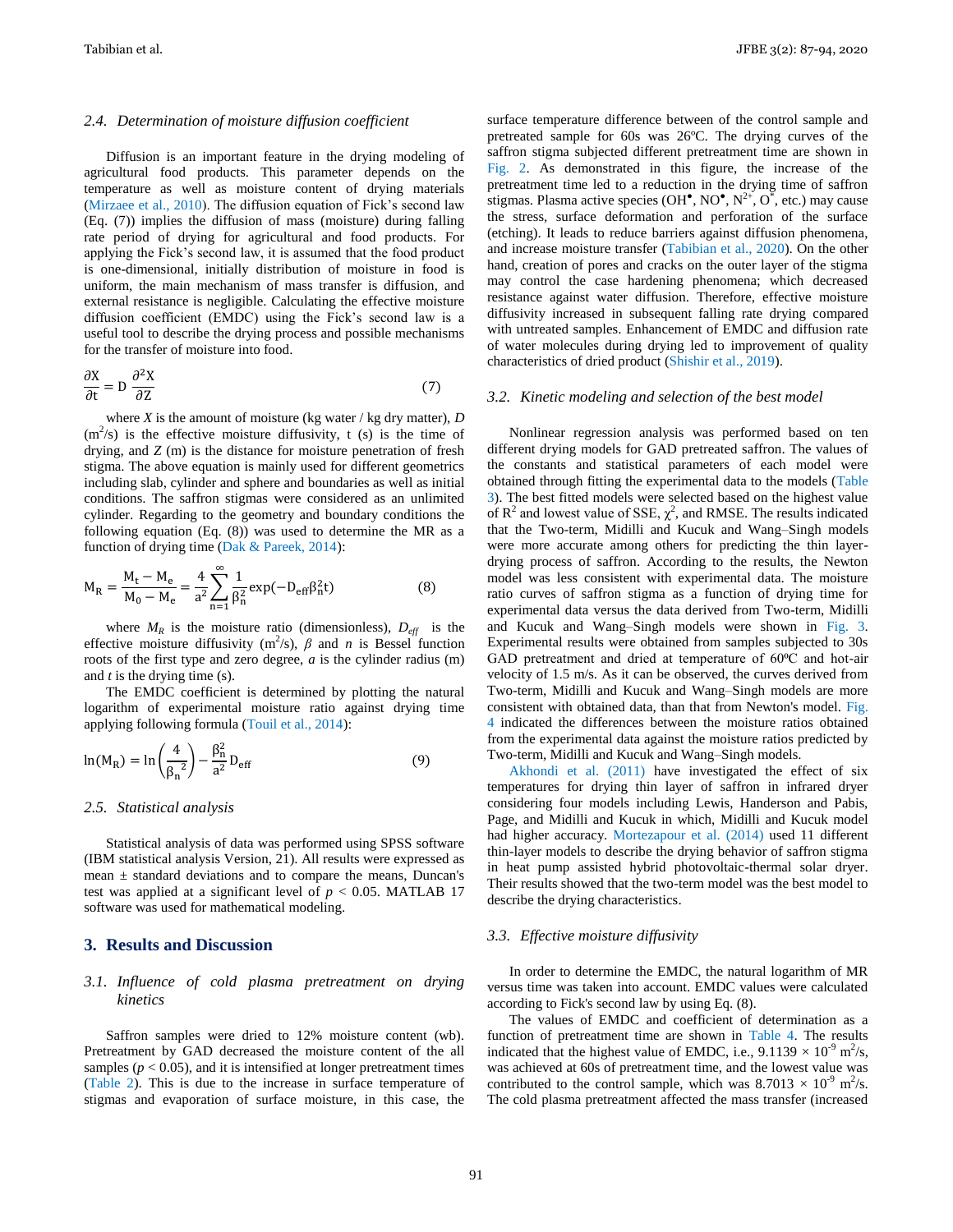### 2.4. Determination of moisture diffusion coefficient

Diffusion is an important feature in the drying modeling of agricultural food products. This parameter depends on the temperature as well as moisture content of drying materials (Mirzaee et al., 2010). The diffusion equation of Fick's second law (Eq. (7)) implies the diffusion of mass (moisture) during falling rate period of drying for agricultural and food products. For applying the Fick's second law, it is assumed that the food product is one-dimensional, initially distribution of moisture in food is uniform, the main mechanism of mass transfer is diffusion, and external resistance is negligible. Calculating the effective moisture diffusion coefficient (EMDC) using the Fick's second law is a useful tool to describe the drying process and possible mechanisms for the transfer of moisture into food.

$$\frac{\partial X}{\partial t} = D\,\frac{\partial^2 X}{\partial Z} \tag{7}$$

where $X$ is the amount of moisture (kg water / kg dry matter), $D$ ($m^2$/s) is the effective moisture diffusivity, t (s) is the time of drying, and $Z$ (m) is the distance for moisture penetration of fresh stigma. The above equation is mainly used for different geometrics including slab, cylinder and sphere and boundaries as well as initial conditions. The saffron stigmas were considered as an unlimited cylinder. Regarding to the geometry and boundary conditions the following equation (Eq. (8)) was used to determine the MR as a function of drying time (Dak & Pareek, 2014):

$$M_R = \frac{M_t - M_e}{M_0 - M_e} = \frac{4}{a^2}\sum_{n=1}^{\infty}\frac{1}{\beta_n^2}\exp(-D_{eff}\beta_n^2 t) \tag{8}$$

where $M_R$ is the moisture ratio (dimensionless), $D_{eff}$ is the effective moisture diffusivity ($m^2$/s), $\beta$ and $n$ is Bessel function roots of the first type and zero degree, $a$ is the cylinder radius (m) and $t$ is the drying time (s).

The EMDC coefficient is determined by plotting the natural logarithm of experimental moisture ratio against drying time applying following formula (Touil et al., 2014):

$$\ln(M_R) = \ln\left(\frac{4}{{\beta_n}^2}\right) - \frac{\beta_n^2}{a^2}D_{eff} \tag{9}$$

### 2.5. Statistical analysis

Statistical analysis of data was performed using SPSS software (IBM statistical analysis Version, 21). All results were expressed as mean ± standard deviations and to compare the means, Duncan's test was applied at a significant level of $p < 0.05$. MATLAB 17 software was used for mathematical modeling.

## 3. Results and Discussion

### 3.1. Influence of cold plasma pretreatment on drying kinetics

Saffron samples were dried to 12% moisture content (wb). Pretreatment by GAD decreased the moisture content of the all samples ($p < 0.05$), and it is intensified at longer pretreatment times (Table 2). This is due to the increase in surface temperature of stigmas and evaporation of surface moisture, in this case, the surface temperature difference between of the control sample and pretreated sample for 60s was 26ºC. The drying curves of the saffron stigma subjected different pretreatment time are shown in Fig. 2. As demonstrated in this figure, the increase of the pretreatment time led to a reduction in the drying time of saffron stigmas. Plasma active species ($OH^{\bullet}$, $NO^{\bullet}$, $N^{2+}$, $O^{*}$, etc.) may cause the stress, surface deformation and perforation of the surface (etching). It leads to reduce barriers against diffusion phenomena, and increase moisture transfer (Tabibian et al., 2020). On the other hand, creation of pores and cracks on the outer layer of the stigma may control the case hardening phenomena; which decreased resistance against water diffusion. Therefore, effective moisture diffusivity increased in subsequent falling rate drying compared with untreated samples. Enhancement of EMDC and diffusion rate of water molecules during drying led to improvement of quality characteristics of dried product (Shishir et al., 2019).

### 3.2. Kinetic modeling and selection of the best model

Nonlinear regression analysis was performed based on ten different drying models for GAD pretreated saffron. The values of the constants and statistical parameters of each model were obtained through fitting the experimental data to the models (Table 3). The best fitted models were selected based on the highest value of $R^2$ and lowest value of SSE, $\chi^2$, and RMSE. The results indicated that the Two-term, Midilli and Kucuk and Wang–Singh models were more accurate among others for predicting the thin layer-drying process of saffron. According to the results, the Newton model was less consistent with experimental data. The moisture ratio curves of saffron stigma as a function of drying time for experimental data versus the data derived from Two-term, Midilli and Kucuk and Wang–Singh models were shown in Fig. 3. Experimental results were obtained from samples subjected to 30s GAD pretreatment and dried at temperature of 60ºC and hot-air velocity of 1.5 m/s. As it can be observed, the curves derived from Two-term, Midilli and Kucuk and Wang–Singh models are more consistent with obtained data, than that from Newton's model. Fig. 4 indicated the differences between the moisture ratios obtained from the experimental data against the moisture ratios predicted by Two-term, Midilli and Kucuk and Wang–Singh models.

Akhondi et al. (2011) have investigated the effect of six temperatures for drying thin layer of saffron in infrared dryer considering four models including Lewis, Handerson and Pabis, Page, and Midilli and Kucuk in which, Midilli and Kucuk model had higher accuracy. Mortezapour et al. (2014) used 11 different thin-layer models to describe the drying behavior of saffron stigma in heat pump assisted hybrid photovoltaic-thermal solar dryer. Their results showed that the two-term model was the best model to describe the drying characteristics.

### 3.3. Effective moisture diffusivity

In order to determine the EMDC, the natural logarithm of MR versus time was taken into account. EMDC values were calculated according to Fick's second law by using Eq. (8).

The values of EMDC and coefficient of determination as a function of pretreatment time are shown in Table 4. The results indicated that the highest value of EMDC, i.e., $9.1139 \times 10^{-9}$ $m^2$/s, was achieved at 60s of pretreatment time, and the lowest value was contributed to the control sample, which was $8.7013 \times 10^{-9}$ $m^2$/s. The cold plasma pretreatment affected the mass transfer (increased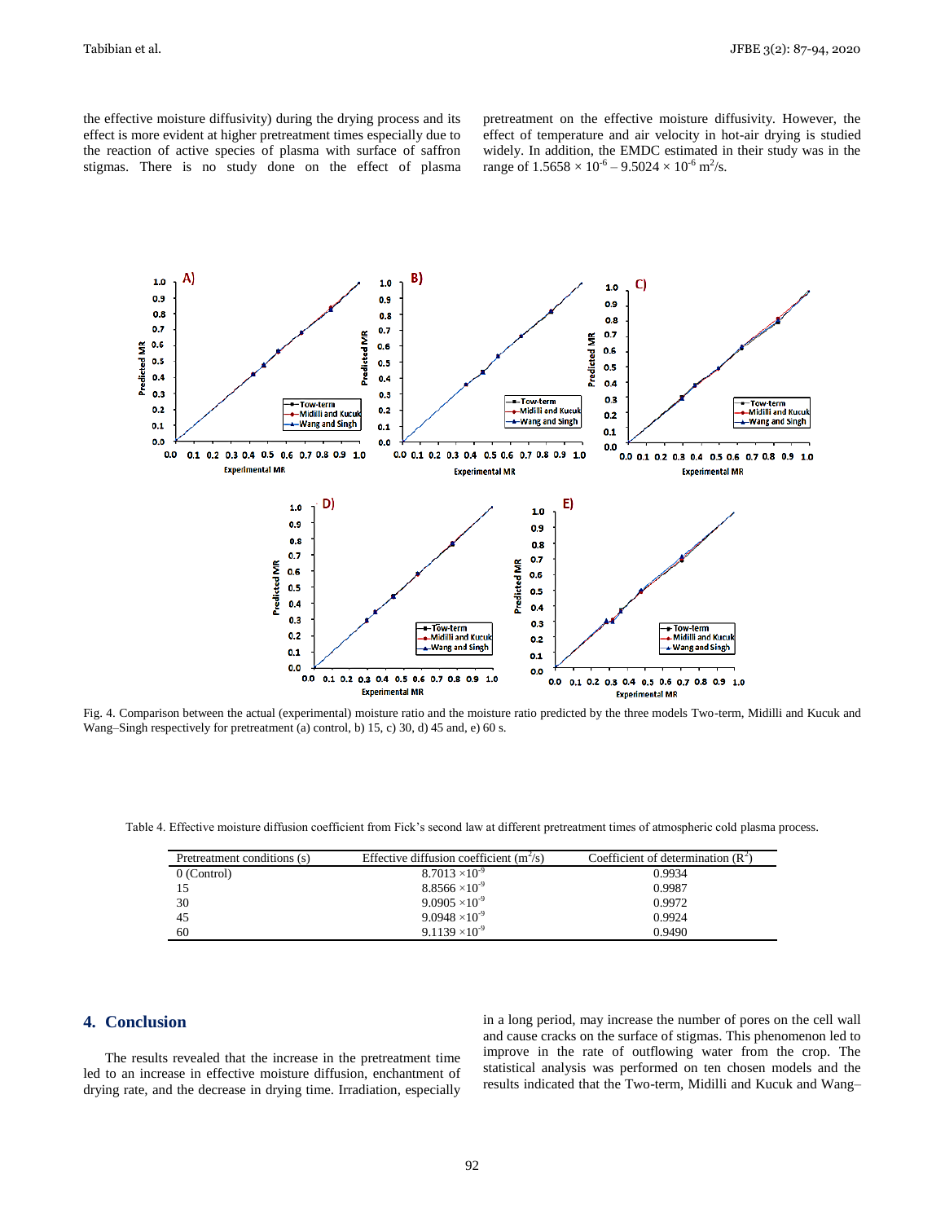the effective moisture diffusivity) during the drying process and its effect is more evident at higher pretreatment times especially due to the reaction of active species of plasma with surface of saffron stigmas. There is no study done on the effect of plasma pretreatment on the effective moisture diffusivity. However, the effect of temperature and air velocity in hot-air drying is studied widely. In addition, the EMDC estimated in their study was in the range of $1.5658 \times 10^{-6} - 9.5024 \times 10^{-6}$ m$^2$/s.

Fig. 4. Comparison between the actual (experimental) moisture ratio and the moisture ratio predicted by the three models Two-term, Midilli and Kucuk and Wang–Singh respectively for pretreatment (a) control, b) 15, c) 30, d) 45 and, e) 60 s.

Table 4. Effective moisture diffusion coefficient from Fick's second law at different pretreatment times of atmospheric cold plasma process.

| Pretreatment conditions (s) | Effective diffusion coefficient (m$^2$/s) | Coefficient of determination ($R^2$) |
|---|---|---|
| 0 (Control) | $8.7013 \times 10^{-9}$ | 0.9934 |
| 15 | $8.8566 \times 10^{-9}$ | 0.9987 |
| 30 | $9.0905 \times 10^{-9}$ | 0.9972 |
| 45 | $9.0948 \times 10^{-9}$ | 0.9924 |
| 60 | $9.1139 \times 10^{-9}$ | 0.9490 |

## 4. Conclusion

The results revealed that the increase in the pretreatment time led to an increase in effective moisture diffusion, enchantment of drying rate, and the decrease in drying time. Irradiation, especially in a long period, may increase the number of pores on the cell wall and cause cracks on the surface of stigmas. This phenomenon led to improve in the rate of outflowing water from the crop. The statistical analysis was performed on ten chosen models and the results indicated that the Two-term, Midilli and Kucuk and Wang–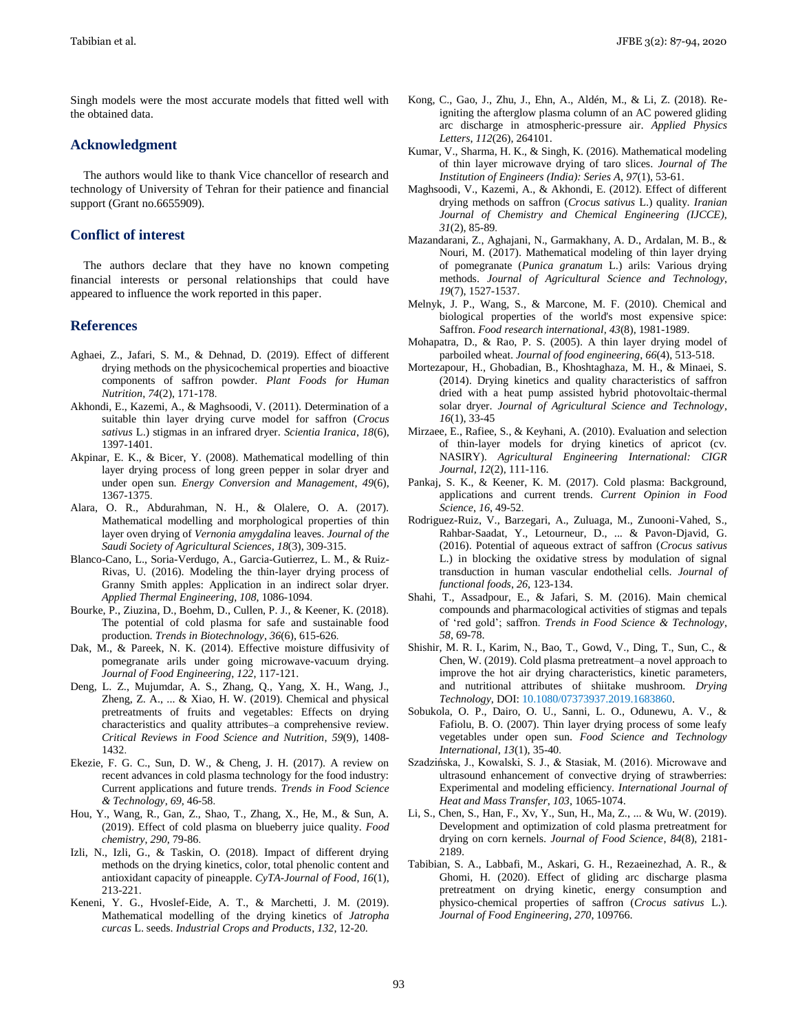Singh models were the most accurate models that fitted well with the obtained data.

## Acknowledgment

The authors would like to thank Vice chancellor of research and technology of University of Tehran for their patience and financial support (Grant no.6655909).

## Conflict of interest

The authors declare that they have no known competing financial interests or personal relationships that could have appeared to influence the work reported in this paper.

## References

Aghaei, Z., Jafari, S. M., & Dehnad, D. (2019). Effect of different drying methods on the physicochemical properties and bioactive components of saffron powder. *Plant Foods for Human Nutrition*, *74*(2), 171-178.

Akhondi, E., Kazemi, A., & Maghsoodi, V. (2011). Determination of a suitable thin layer drying curve model for saffron (*Crocus sativus* L.) stigmas in an infrared dryer. *Scientia Iranica*, *18*(6), 1397-1401.

Akpinar, E. K., & Bicer, Y. (2008). Mathematical modelling of thin layer drying process of long green pepper in solar dryer and under open sun. *Energy Conversion and Management*, *49*(6), 1367-1375.

Alara, O. R., Abdurahman, N. H., & Olalere, O. A. (2017). Mathematical modelling and morphological properties of thin layer oven drying of *Vernonia amygdalina* leaves. *Journal of the Saudi Society of Agricultural Sciences*, *18*(3), 309-315.

Blanco-Cano, L., Soria-Verdugo, A., Garcia-Gutierrez, L. M., & Ruiz-Rivas, U. (2016). Modeling the thin-layer drying process of Granny Smith apples: Application in an indirect solar dryer. *Applied Thermal Engineering*, *108*, 1086-1094.

Bourke, P., Ziuzina, D., Boehm, D., Cullen, P. J., & Keener, K. (2018). The potential of cold plasma for safe and sustainable food production. *Trends in Biotechnology*, *36*(6), 615-626.

Dak, M., & Pareek, N. K. (2014). Effective moisture diffusivity of pomegranate arils under going microwave-vacuum drying. *Journal of Food Engineering*, *122*, 117-121.

Deng, L. Z., Mujumdar, A. S., Zhang, Q., Yang, X. H., Wang, J., Zheng, Z. A., ... & Xiao, H. W. (2019). Chemical and physical pretreatments of fruits and vegetables: Effects on drying characteristics and quality attributes–a comprehensive review. *Critical Reviews in Food Science and Nutrition*, *59*(9), 1408-1432.

Ekezie, F. G. C., Sun, D. W., & Cheng, J. H. (2017). A review on recent advances in cold plasma technology for the food industry: Current applications and future trends. *Trends in Food Science & Technology*, *69*, 46-58.

Hou, Y., Wang, R., Gan, Z., Shao, T., Zhang, X., He, M., & Sun, A. (2019). Effect of cold plasma on blueberry juice quality. *Food chemistry*, *290*, 79-86.

Izli, N., Izli, G., & Taskin, O. (2018). Impact of different drying methods on the drying kinetics, color, total phenolic content and antioxidant capacity of pineapple. *CyTA-Journal of Food*, *16*(1), 213-221.

Keneni, Y. G., Hvoslef-Eide, A. T., & Marchetti, J. M. (2019). Mathematical modelling of the drying kinetics of *Jatropha curcas* L. seeds. *Industrial Crops and Products*, *132*, 12-20.

Kong, C., Gao, J., Zhu, J., Ehn, A., Aldén, M., & Li, Z. (2018). Re-igniting the afterglow plasma column of an AC powered gliding arc discharge in atmospheric-pressure air. *Applied Physics Letters*, *112*(26), 264101.

Kumar, V., Sharma, H. K., & Singh, K. (2016). Mathematical modeling of thin layer microwave drying of taro slices. *Journal of The Institution of Engineers (India): Series A*, *97*(1), 53-61.

Maghsoodi, V., Kazemi, A., & Akhondi, E. (2012). Effect of different drying methods on saffron (*Crocus sativus* L.) quality. *Iranian Journal of Chemistry and Chemical Engineering (IJCCE)*, *31*(2), 85-89.

Mazandarani, Z., Aghajani, N., Garmakhany, A. D., Ardalan, M. B., & Nouri, M. (2017). Mathematical modeling of thin layer drying of pomegranate (*Punica granatum* L.) arils: Various drying methods. *Journal of Agricultural Science and Technology*, *19*(7), 1527-1537.

Melnyk, J. P., Wang, S., & Marcone, M. F. (2010). Chemical and biological properties of the world's most expensive spice: Saffron. *Food research international*, *43*(8), 1981-1989.

Mohapatra, D., & Rao, P. S. (2005). A thin layer drying model of parboiled wheat. *Journal of food engineering*, *66*(4), 513-518.

Mortezapour, H., Ghobadian, B., Khoshtaghaza, M. H., & Minaei, S. (2014). Drying kinetics and quality characteristics of saffron dried with a heat pump assisted hybrid photovoltaic-thermal solar dryer. *Journal of Agricultural Science and Technology*, *16*(1), 33-45

Mirzaee, E., Rafiee, S., & Keyhani, A. (2010). Evaluation and selection of thin-layer models for drying kinetics of apricot (cv. NASIRY). *Agricultural Engineering International: CIGR Journal*, *12*(2), 111-116.

Pankaj, S. K., & Keener, K. M. (2017). Cold plasma: Background, applications and current trends. *Current Opinion in Food Science*, *16*, 49-52.

Rodriguez-Ruiz, V., Barzegari, A., Zuluaga, M., Zunooni-Vahed, S., Rahbar-Saadat, Y., Letourneur, D., ... & Pavon-Djavid, G. (2016). Potential of aqueous extract of saffron (*Crocus sativus* L.) in blocking the oxidative stress by modulation of signal transduction in human vascular endothelial cells. *Journal of functional foods*, *26*, 123-134.

Shahi, T., Assadpour, E., & Jafari, S. M. (2016). Main chemical compounds and pharmacological activities of stigmas and tepals of 'red gold'; saffron. *Trends in Food Science & Technology*, *58*, 69-78.

Shishir, M. R. I., Karim, N., Bao, T., Gowd, V., Ding, T., Sun, C., & Chen, W. (2019). Cold plasma pretreatment–a novel approach to improve the hot air drying characteristics, kinetic parameters, and nutritional attributes of shiitake mushroom. *Drying Technology*, DOI: 10.1080/07373937.2019.1683860.

Sobukola, O. P., Dairo, O. U., Sanni, L. O., Odunewu, A. V., & Fafiolu, B. O. (2007). Thin layer drying process of some leafy vegetables under open sun. *Food Science and Technology International*, *13*(1), 35-40.

Szadzińska, J., Kowalski, S. J., & Stasiak, M. (2016). Microwave and ultrasound enhancement of convective drying of strawberries: Experimental and modeling efficiency. *International Journal of Heat and Mass Transfer*, *103*, 1065-1074.

Li, S., Chen, S., Han, F., Xv, Y., Sun, H., Ma, Z., ... & Wu, W. (2019). Development and optimization of cold plasma pretreatment for drying on corn kernels. *Journal of Food Science*, *84*(8), 2181-2189.

Tabibian, S. A., Labbafi, M., Askari, G. H., Rezaeinezhad, A. R., & Ghomi, H. (2020). Effect of gliding arc discharge plasma pretreatment on drying kinetic, energy consumption and physico-chemical properties of saffron (*Crocus sativus* L.). *Journal of Food Engineering*, *270*, 109766.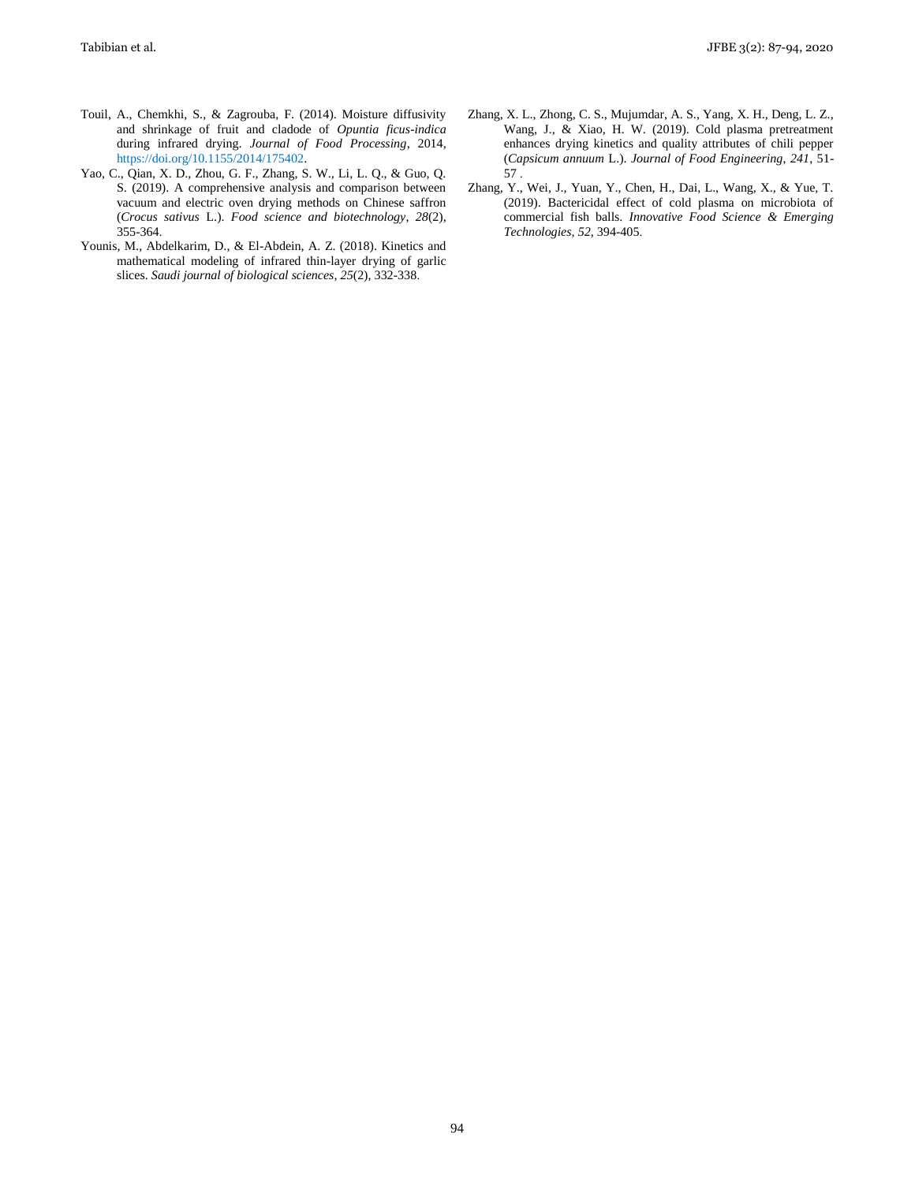Touil, A., Chemkhi, S., & Zagrouba, F. (2014). Moisture diffusivity and shrinkage of fruit and cladode of *Opuntia ficus-indica* during infrared drying. *Journal of Food Processing*, 2014, https://doi.org/10.1155/2014/175402.

Yao, C., Qian, X. D., Zhou, G. F., Zhang, S. W., Li, L. Q., & Guo, Q. S. (2019). A comprehensive analysis and comparison between vacuum and electric oven drying methods on Chinese saffron (*Crocus sativus* L.). *Food science and biotechnology*, *28*(2), 355-364.

Younis, M., Abdelkarim, D., & El-Abdein, A. Z. (2018). Kinetics and mathematical modeling of infrared thin-layer drying of garlic slices. *Saudi journal of biological sciences*, *25*(2), 332-338.

Zhang, X. L., Zhong, C. S., Mujumdar, A. S., Yang, X. H., Deng, L. Z., Wang, J., & Xiao, H. W. (2019). Cold plasma pretreatment enhances drying kinetics and quality attributes of chili pepper (*Capsicum annuum* L.). *Journal of Food Engineering*, *241*, 51-57 .

Zhang, Y., Wei, J., Yuan, Y., Chen, H., Dai, L., Wang, X., & Yue, T. (2019). Bactericidal effect of cold plasma on microbiota of commercial fish balls. *Innovative Food Science & Emerging Technologies*, *52*, 394-405.